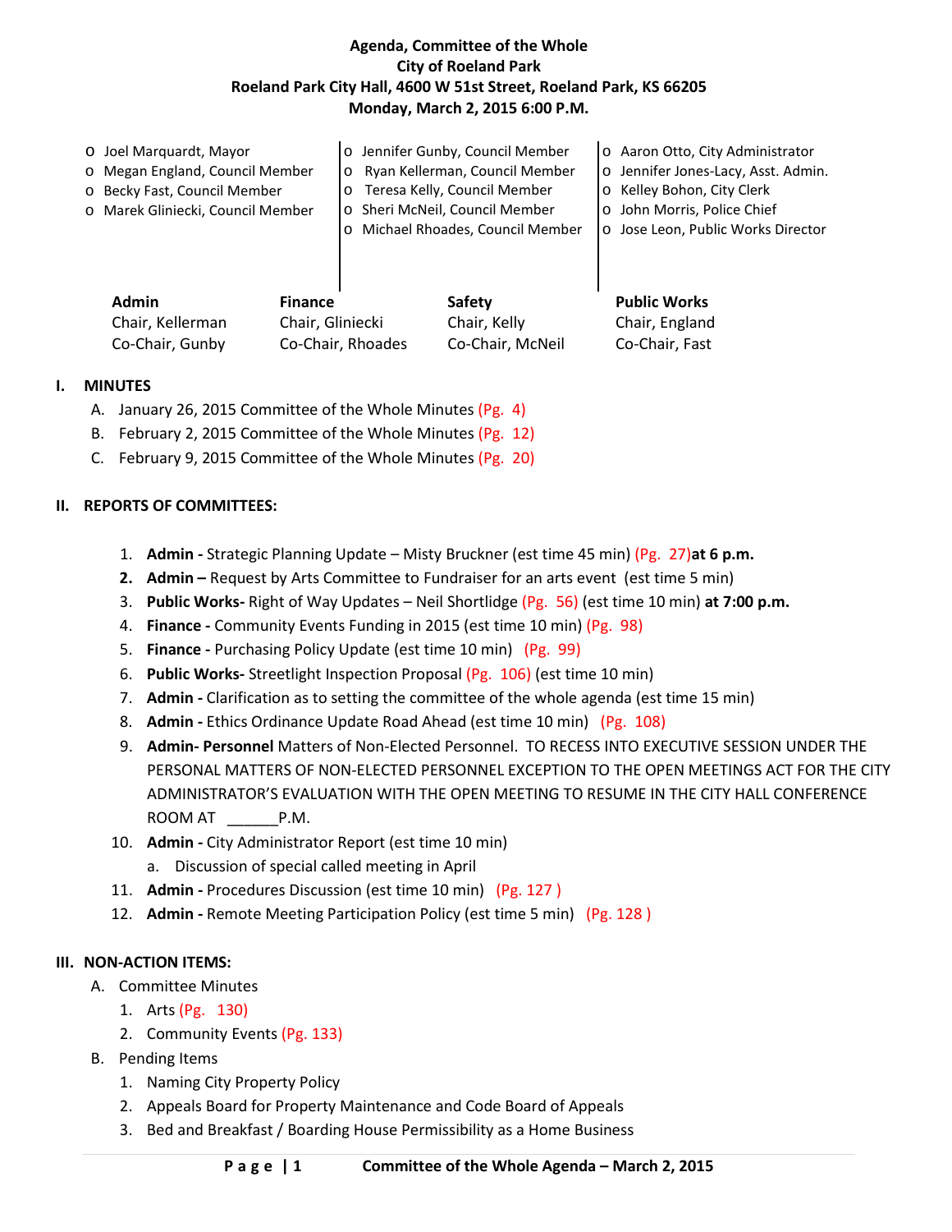# Agenda, Committee of the Whole
## City of Roeland Park
## Roeland Park City Hall, 4600 W 51st Street, Roeland Park, KS 66205
## Monday, March 2, 2015 6:00 P.M.

- Joel Marquardt, Mayor
- Megan England, Council Member
- Becky Fast, Council Member
- Marek Gliniecki, Council Member
- Jennifer Gunby, Council Member
- Ryan Kellerman, Council Member
- Teresa Kelly, Council Member
- Sheri McNeil, Council Member
- Michael Rhoades, Council Member
- Aaron Otto, City Administrator
- Jennifer Jones-Lacy, Asst. Admin.
- Kelley Bohon, City Clerk
- John Morris, Police Chief
- Jose Leon, Public Works Director

| Admin | Finance | Safety | Public Works |
|---|---|---|---|
| Chair, Kellerman | Chair, Gliniecki | Chair, Kelly | Chair, England |
| Co-Chair, Gunby | Co-Chair, Rhoades | Co-Chair, McNeil | Co-Chair, Fast |

**I. MINUTES**

A. January 26, 2015 Committee of the Whole Minutes (Pg. 4)
B. February 2, 2015 Committee of the Whole Minutes (Pg. 12)
C. February 9, 2015 Committee of the Whole Minutes (Pg. 20)

**II. REPORTS OF COMMITTEES:**

1. **Admin -** Strategic Planning Update – Misty Bruckner (est time 45 min) (Pg. 27)**at 6 p.m.**
2. **Admin –** Request by Arts Committee to Fundraiser for an arts event (est time 5 min)
3. **Public Works-** Right of Way Updates – Neil Shortlidge (Pg. 56) (est time 10 min) **at 7:00 p.m.**
4. **Finance -** Community Events Funding in 2015 (est time 10 min) (Pg. 98)
5. **Finance -** Purchasing Policy Update (est time 10 min) (Pg. 99)
6. **Public Works-** Streetlight Inspection Proposal (Pg. 106) (est time 10 min)
7. **Admin -** Clarification as to setting the committee of the whole agenda (est time 15 min)
8. **Admin -** Ethics Ordinance Update Road Ahead (est time 10 min) (Pg. 108)
9. **Admin- Personnel** Matters of Non-Elected Personnel. TO RECESS INTO EXECUTIVE SESSION UNDER THE PERSONAL MATTERS OF NON-ELECTED PERSONNEL EXCEPTION TO THE OPEN MEETINGS ACT FOR THE CITY ADMINISTRATOR'S EVALUATION WITH THE OPEN MEETING TO RESUME IN THE CITY HALL CONFERENCE ROOM AT ______P.M.
10. **Admin -** City Administrator Report (est time 10 min)
    a. Discussion of special called meeting in April
11. **Admin -** Procedures Discussion (est time 10 min) (Pg. 127 )
12. **Admin -** Remote Meeting Participation Policy (est time 5 min) (Pg. 128 )

**III. NON-ACTION ITEMS:**

A. Committee Minutes
   1. Arts (Pg. 130)
   2. Community Events (Pg. 133)

B. Pending Items
   1. Naming City Property Policy
   2. Appeals Board for Property Maintenance and Code Board of Appeals
   3. Bed and Breakfast / Boarding House Permissibility as a Home Business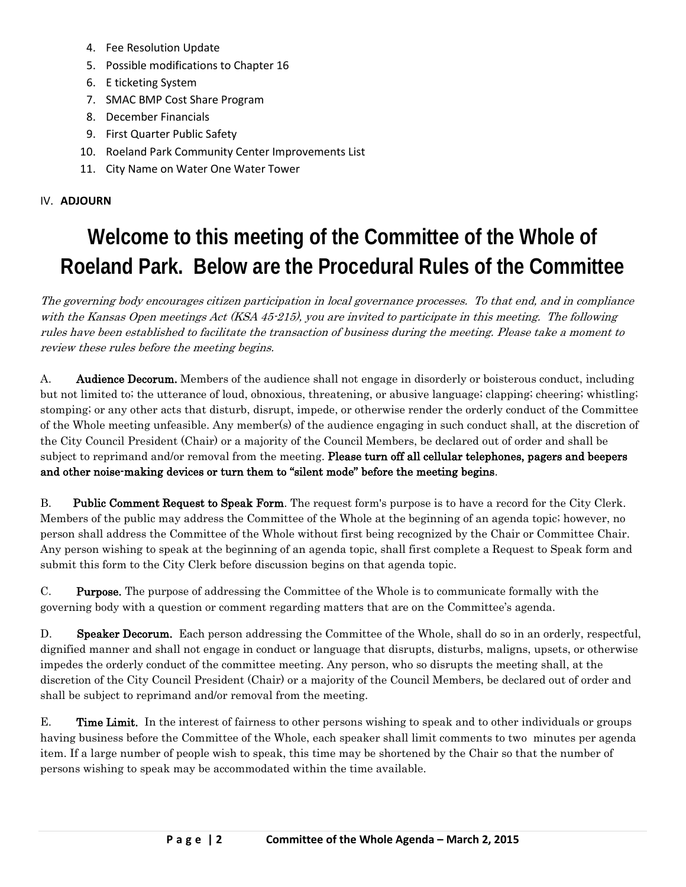4. Fee Resolution Update
5. Possible modifications to Chapter 16
6. E ticketing System
7. SMAC BMP Cost Share Program
8. December Financials
9. First Quarter Public Safety
10. Roeland Park Community Center Improvements List
11. City Name on Water One Water Tower

IV. **ADJOURN**

# Welcome to this meeting of the Committee of the Whole of Roeland Park. Below are the Procedural Rules of the Committee

*The governing body encourages citizen participation in local governance processes. To that end, and in compliance with the Kansas Open meetings Act (KSA 45-215), you are invited to participate in this meeting. The following rules have been established to facilitate the transaction of business during the meeting. Please take a moment to review these rules before the meeting begins.*

A. **Audience Decorum.** Members of the audience shall not engage in disorderly or boisterous conduct, including but not limited to; the utterance of loud, obnoxious, threatening, or abusive language; clapping; cheering; whistling; stomping; or any other acts that disturb, disrupt, impede, or otherwise render the orderly conduct of the Committee of the Whole meeting unfeasible. Any member(s) of the audience engaging in such conduct shall, at the discretion of the City Council President (Chair) or a majority of the Council Members, be declared out of order and shall be subject to reprimand and/or removal from the meeting. **Please turn off all cellular telephones, pagers and beepers and other noise-making devices or turn them to "silent mode" before the meeting begins**.

B. **Public Comment Request to Speak Form**. The request form's purpose is to have a record for the City Clerk. Members of the public may address the Committee of the Whole at the beginning of an agenda topic; however, no person shall address the Committee of the Whole without first being recognized by the Chair or Committee Chair. Any person wishing to speak at the beginning of an agenda topic, shall first complete a Request to Speak form and submit this form to the City Clerk before discussion begins on that agenda topic.

C. **Purpose.** The purpose of addressing the Committee of the Whole is to communicate formally with the governing body with a question or comment regarding matters that are on the Committee's agenda.

D. **Speaker Decorum.** Each person addressing the Committee of the Whole, shall do so in an orderly, respectful, dignified manner and shall not engage in conduct or language that disrupts, disturbs, maligns, upsets, or otherwise impedes the orderly conduct of the committee meeting. Any person, who so disrupts the meeting shall, at the discretion of the City Council President (Chair) or a majority of the Council Members, be declared out of order and shall be subject to reprimand and/or removal from the meeting.

E. **Time Limit.** In the interest of fairness to other persons wishing to speak and to other individuals or groups having business before the Committee of the Whole, each speaker shall limit comments to two minutes per agenda item. If a large number of people wish to speak, this time may be shortened by the Chair so that the number of persons wishing to speak may be accommodated within the time available.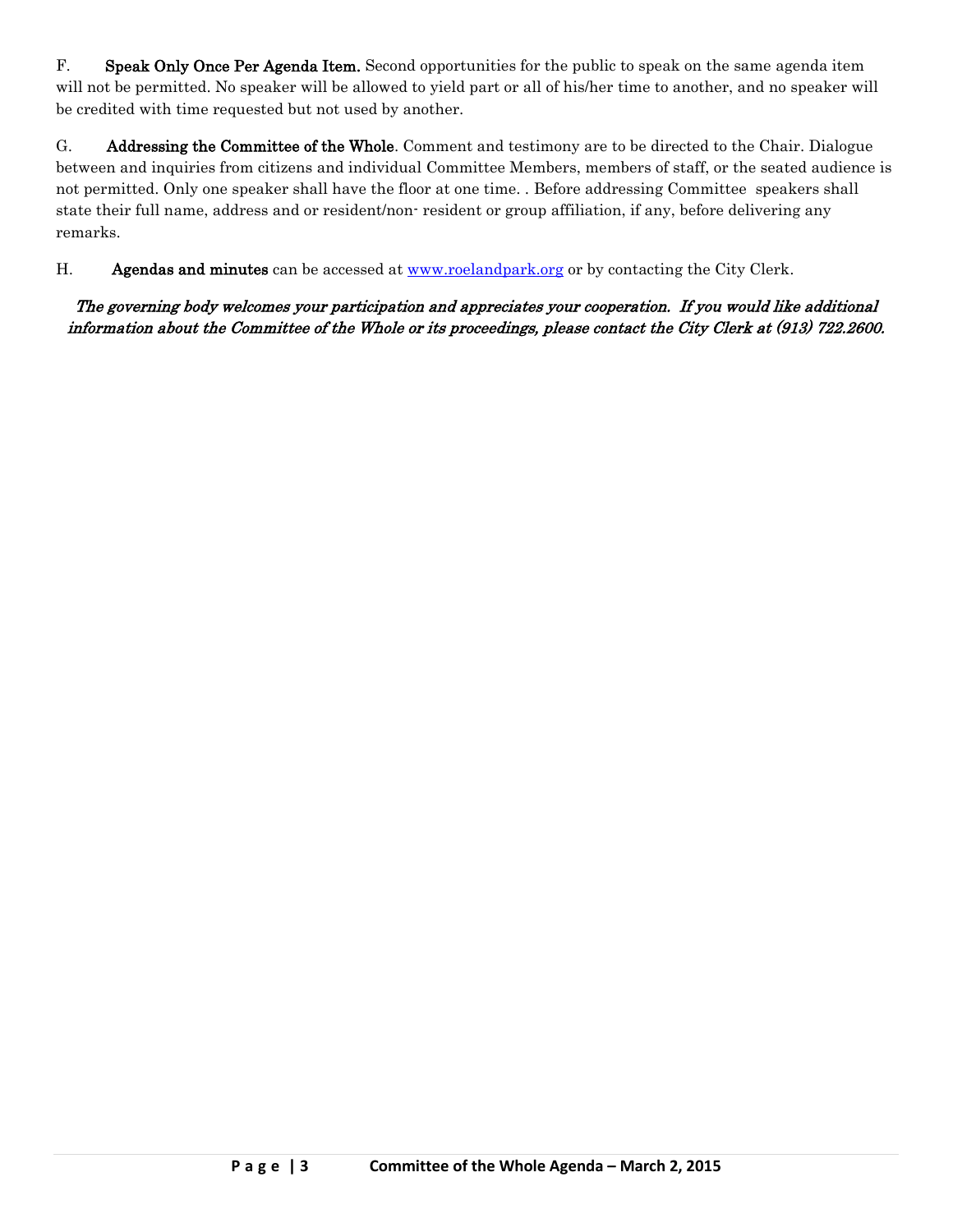F. **Speak Only Once Per Agenda Item.** Second opportunities for the public to speak on the same agenda item will not be permitted. No speaker will be allowed to yield part or all of his/her time to another, and no speaker will be credited with time requested but not used by another.

G. **Addressing the Committee of the Whole**. Comment and testimony are to be directed to the Chair. Dialogue between and inquiries from citizens and individual Committee Members, members of staff, or the seated audience is not permitted. Only one speaker shall have the floor at one time. . Before addressing Committee speakers shall state their full name, address and or resident/non- resident or group affiliation, if any, before delivering any remarks.

H. **Agendas and minutes** can be accessed at [www.roelandpark.org](www.roelandpark.org) or by contacting the City Clerk.

***The governing body welcomes your participation and appreciates your cooperation. If you would like additional information about the Committee of the Whole or its proceedings, please contact the City Clerk at (913) 722.2600.***